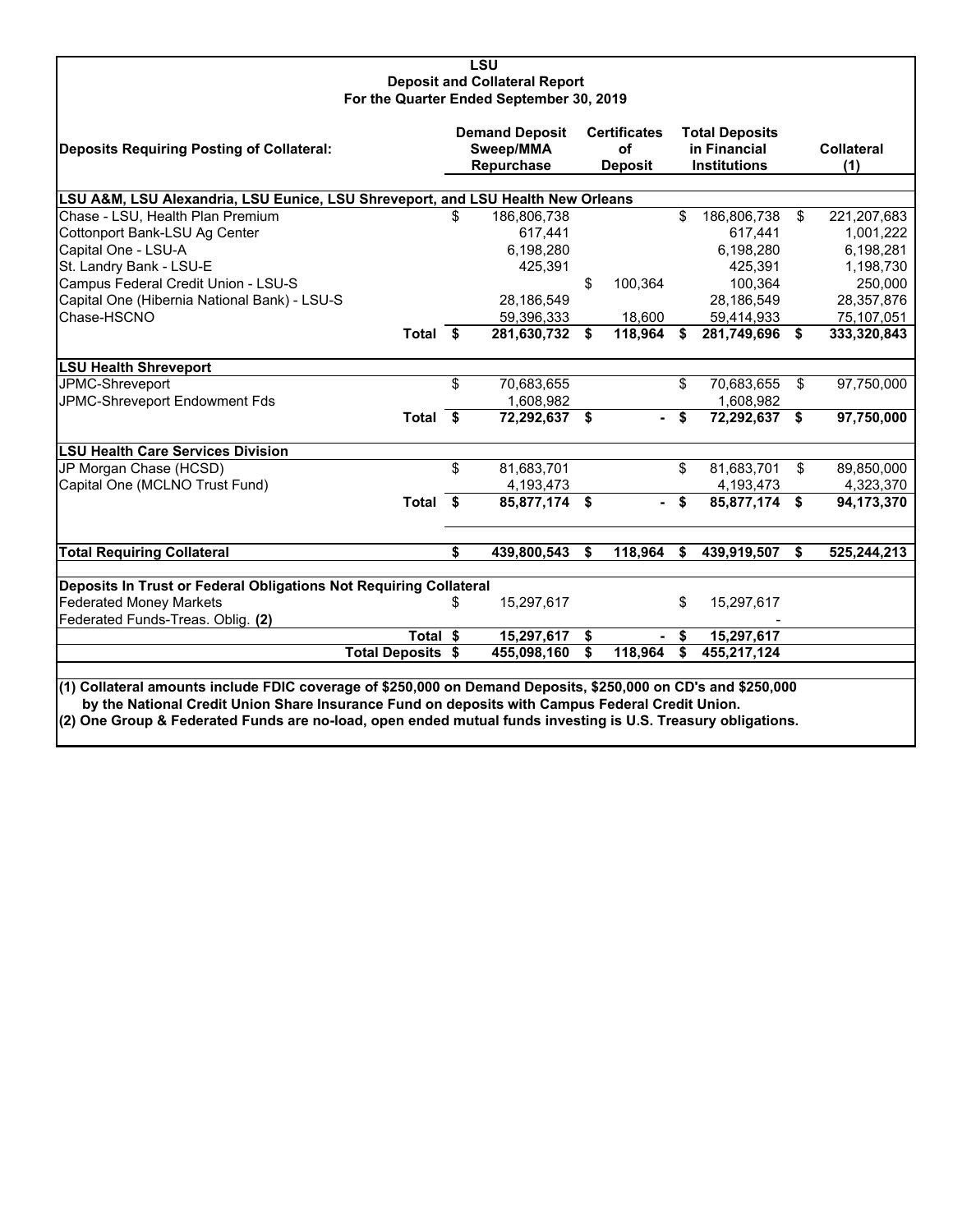# LSU
## Deposit and Collateral Report
### For the Quarter Ended September 30, 2019

| Deposits Requiring Posting of Collateral: | Demand Deposit Sweep/MMA Repurchase | Certificates of Deposit | Total Deposits in Financial Institutions | Collateral (1) |
|---|---|---|---|---|
| **LSU A&M, LSU Alexandria, LSU Eunice, LSU Shreveport, and LSU Health New Orleans** | | | | |
| Chase - LSU, Health Plan Premium | $ 186,806,738 | | $ 186,806,738 | $ 221,207,683 |
| Cottonport Bank-LSU Ag Center | 617,441 | | 617,441 | 1,001,222 |
| Capital One - LSU-A | 6,198,280 | | 6,198,280 | 6,198,281 |
| St. Landry Bank - LSU-E | 425,391 | | 425,391 | 1,198,730 |
| Campus Federal Credit Union - LSU-S | | $ 100,364 | 100,364 | 250,000 |
| Capital One (Hibernia National Bank) - LSU-S | 28,186,549 | | 28,186,549 | 28,357,876 |
| Chase-HSCNO | 59,396,333 | 18,600 | 59,414,933 | 75,107,051 |
| **Total** | **$ 281,630,732** | **$ 118,964** | **$ 281,749,696** | **$ 333,320,843** |
| **LSU Health Shreveport** | | | | |
| JPMC-Shreveport | $ 70,683,655 | | $ 70,683,655 | $ 97,750,000 |
| JPMC-Shreveport Endowment Fds | 1,608,982 | | 1,608,982 | |
| **Total** | **$ 72,292,637** | **$ -** | **$ 72,292,637** | **$ 97,750,000** |
| **LSU Health Care Services Division** | | | | |
| JP Morgan Chase (HCSD) | $ 81,683,701 | | $ 81,683,701 | $ 89,850,000 |
| Capital One (MCLNO Trust Fund) | 4,193,473 | | 4,193,473 | 4,323,370 |
| **Total** | **$ 85,877,174** | **$ -** | **$ 85,877,174** | **$ 94,173,370** |
| **Total Requiring Collateral** | **$ 439,800,543** | **$ 118,964** | **$ 439,919,507** | **$ 525,244,213** |
| **Deposits In Trust or Federal Obligations Not Requiring Collateral** | | | | |
| Federated Money Markets | $ 15,297,617 | | $ 15,297,617 | |
| Federated Funds-Treas. Oblig. **(2)** | | | - | |
| **Total** | **$ 15,297,617** | **$ -** | **$ 15,297,617** | |
| **Total Deposits** | **$ 455,098,160** | **$ 118,964** | **$ 455,217,124** | |

**(1) Collateral amounts include FDIC coverage of $250,000 on Demand Deposits, $250,000 on CD's and $250,000 by the National Credit Union Share Insurance Fund on deposits with Campus Federal Credit Union.**

**(2) One Group & Federated Funds are no-load, open ended mutual funds investing is U.S. Treasury obligations.**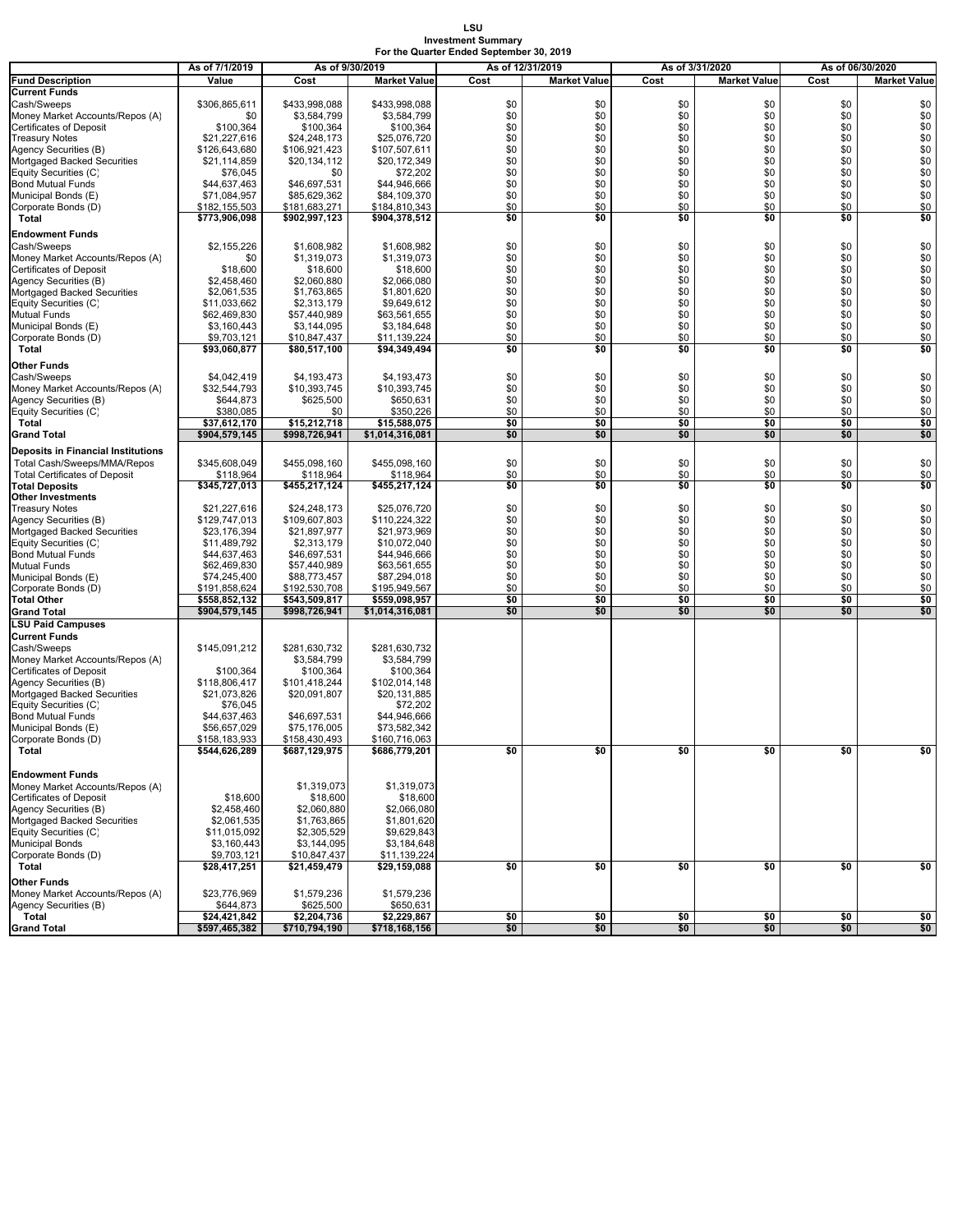**LSU**
**Investment Summary**
**For the Quarter Ended September 30, 2019**

| | As of 7/1/2019 | As of 9/30/2019 | | As of 12/31/2019 | | As of 3/31/2020 | | As of 06/30/2020 | |
|---|---|---|---|---|---|---|---|---|---|
| **Fund Description** | **Value** | **Cost** | **Market Value** | **Cost** | **Market Value** | **Cost** | **Market Value** | **Cost** | **Market Value** |
| **Current Funds** | | | | | | | | | |
| Cash/Sweeps | $306,865,611 | $433,998,088 | $433,998,088 | $0 | $0 | $0 | $0 | $0 | $0 |
| Money Market Accounts/Repos (A) | $0 | $3,584,799 | $3,584,799 | $0 | $0 | $0 | $0 | $0 | $0 |
| Certificates of Deposit | $100,364 | $100,364 | $100,364 | $0 | $0 | $0 | $0 | $0 | $0 |
| Treasury Notes | $21,227,616 | $24,248,173 | $25,076,720 | $0 | $0 | $0 | $0 | $0 | $0 |
| Agency Securities (B) | $126,643,680 | $106,921,423 | $107,507,611 | $0 | $0 | $0 | $0 | $0 | $0 |
| Mortgaged Backed Securities | $21,114,859 | $20,134,112 | $20,172,349 | $0 | $0 | $0 | $0 | $0 | $0 |
| Equity Securities (C) | $76,045 | $0 | $72,202 | $0 | $0 | $0 | $0 | $0 | $0 |
| Bond Mutual Funds | $44,637,463 | $46,697,531 | $44,946,666 | $0 | $0 | $0 | $0 | $0 | $0 |
| Municipal Bonds (E) | $71,084,957 | $85,629,362 | $84,109,370 | $0 | $0 | $0 | $0 | $0 | $0 |
| Corporate Bonds (D) | $182,155,503 | $181,683,271 | $184,810,343 | $0 | $0 | $0 | $0 | $0 | $0 |
| **Total** | **$773,906,098** | **$902,997,123** | **$904,378,512** | **$0** | **$0** | **$0** | **$0** | **$0** | **$0** |
| **Endowment Funds** | | | | | | | | | |
| Cash/Sweeps | $2,155,226 | $1,608,982 | $1,608,982 | $0 | $0 | $0 | $0 | $0 | $0 |
| Money Market Accounts/Repos (A) | $0 | $1,319,073 | $1,319,073 | $0 | $0 | $0 | $0 | $0 | $0 |
| Certificates of Deposit | $18,600 | $18,600 | $18,600 | $0 | $0 | $0 | $0 | $0 | $0 |
| Agency Securities (B) | $2,458,460 | $2,060,880 | $2,066,080 | $0 | $0 | $0 | $0 | $0 | $0 |
| Mortgaged Backed Securities | $2,061,535 | $1,763,865 | $1,801,620 | $0 | $0 | $0 | $0 | $0 | $0 |
| Equity Securities (C) | $11,033,662 | $2,313,179 | $9,649,612 | $0 | $0 | $0 | $0 | $0 | $0 |
| Mutual Funds | $62,469,830 | $57,440,989 | $63,561,655 | $0 | $0 | $0 | $0 | $0 | $0 |
| Municipal Bonds (E) | $3,160,443 | $3,144,095 | $3,184,648 | $0 | $0 | $0 | $0 | $0 | $0 |
| Corporate Bonds (D) | $9,703,121 | $10,847,437 | $11,139,224 | $0 | $0 | $0 | $0 | $0 | $0 |
| **Total** | **$93,060,877** | **$80,517,100** | **$94,349,494** | **$0** | **$0** | **$0** | **$0** | **$0** | **$0** |
| **Other Funds** | | | | | | | | | |
| Cash/Sweeps | $4,042,419 | $4,193,473 | $4,193,473 | $0 | $0 | $0 | $0 | $0 | $0 |
| Money Market Accounts/Repos (A) | $32,544,793 | $10,393,745 | $10,393,745 | $0 | $0 | $0 | $0 | $0 | $0 |
| Agency Securities (B) | $644,873 | $625,500 | $650,631 | $0 | $0 | $0 | $0 | $0 | $0 |
| Equity Securities (C) | $380,085 | $0 | $350,226 | $0 | $0 | $0 | $0 | $0 | $0 |
| **Total** | **$37,612,170** | **$15,212,718** | **$15,588,075** | **$0** | **$0** | **$0** | **$0** | **$0** | **$0** |
| **Grand Total** | **$904,579,145** | **$998,726,941** | **$1,014,316,081** | **$0** | **$0** | **$0** | **$0** | **$0** | **$0** |
| **Deposits in Financial Institutions** | | | | | | | | | |
| Total Cash/Sweeps/MMA/Repos | $345,608,049 | $455,098,160 | $455,098,160 | $0 | $0 | $0 | $0 | $0 | $0 |
| Total Certificates of Deposit | $118,964 | $118,964 | $118,964 | $0 | $0 | $0 | $0 | $0 | $0 |
| **Total Deposits** | **$345,727,013** | **$455,217,124** | **$455,217,124** | **$0** | **$0** | **$0** | **$0** | **$0** | **$0** |
| **Other Investments** | | | | | | | | | |
| Treasury Notes | $21,227,616 | $24,248,173 | $25,076,720 | $0 | $0 | $0 | $0 | $0 | $0 |
| Agency Securities (B) | $129,747,013 | $109,607,803 | $110,224,322 | $0 | $0 | $0 | $0 | $0 | $0 |
| Mortgaged Backed Securities | $23,176,394 | $21,897,977 | $21,973,969 | $0 | $0 | $0 | $0 | $0 | $0 |
| Equity Securities (C) | $11,489,792 | $2,313,179 | $10,072,040 | $0 | $0 | $0 | $0 | $0 | $0 |
| Bond Mutual Funds | $44,637,463 | $46,697,531 | $44,946,666 | $0 | $0 | $0 | $0 | $0 | $0 |
| Mutual Funds | $62,469,830 | $57,440,989 | $63,561,655 | $0 | $0 | $0 | $0 | $0 | $0 |
| Municipal Bonds (E) | $74,245,400 | $88,773,457 | $87,294,018 | $0 | $0 | $0 | $0 | $0 | $0 |
| Corporate Bonds (D) | $191,858,624 | $192,530,708 | $195,949,567 | $0 | $0 | $0 | $0 | $0 | $0 |
| **Total Other** | **$558,852,132** | **$543,509,817** | **$559,098,957** | **$0** | **$0** | **$0** | **$0** | **$0** | **$0** |
| **Grand Total** | **$904,579,145** | **$998,726,941** | **$1,014,316,081** | **$0** | **$0** | **$0** | **$0** | **$0** | **$0** |
| **LSU Paid Campuses** | | | | | | | | | |
| **Current Funds** | | | | | | | | | |
| Cash/Sweeps | $145,091,212 | $281,630,732 | $281,630,732 | | | | | | |
| Money Market Accounts/Repos (A) | | $3,584,799 | $3,584,799 | | | | | | |
| Certificates of Deposit | $100,364 | $100,364 | $100,364 | | | | | | |
| Agency Securities (B) | $118,806,417 | $101,418,244 | $102,014,148 | | | | | | |
| Mortgaged Backed Securities | $21,073,826 | $20,091,807 | $20,131,885 | | | | | | |
| Equity Securities (C) | $76,045 | | $72,202 | | | | | | |
| Bond Mutual Funds | $44,637,463 | $46,697,531 | $44,946,666 | | | | | | |
| Municipal Bonds (E) | $56,657,029 | $75,176,005 | $73,582,342 | | | | | | |
| Corporate Bonds (D) | $158,183,933 | $158,430,493 | $160,716,063 | | | | | | |
| **Total** | **$544,626,289** | **$687,129,975** | **$686,779,201** | **$0** | **$0** | **$0** | **$0** | **$0** | **$0** |
| **Endowment Funds** | | | | | | | | | |
| Money Market Accounts/Repos (A) | | $1,319,073 | $1,319,073 | | | | | | |
| Certificates of Deposit | $18,600 | $18,600 | $18,600 | | | | | | |
| Agency Securities (B) | $2,458,460 | $2,060,880 | $2,066,080 | | | | | | |
| Mortgaged Backed Securities | $2,061,535 | $1,763,865 | $1,801,620 | | | | | | |
| Equity Securities (C) | $11,015,092 | $2,305,529 | $9,629,843 | | | | | | |
| Municipal Bonds | $3,160,443 | $3,144,095 | $3,184,648 | | | | | | |
| Corporate Bonds (D) | $9,703,121 | $10,847,437 | $11,139,224 | | | | | | |
| **Total** | **$28,417,251** | **$21,459,479** | **$29,159,088** | **$0** | **$0** | **$0** | **$0** | **$0** | **$0** |
| **Other Funds** | | | | | | | | | |
| Money Market Accounts/Repos (A) | $23,776,969 | $1,579,236 | $1,579,236 | | | | | | |
| Agency Securities (B) | $644,873 | $625,500 | $650,631 | | | | | | |
| **Total** | **$24,421,842** | **$2,204,736** | **$2,229,867** | **$0** | **$0** | **$0** | **$0** | **$0** | **$0** |
| **Grand Total** | **$597,465,382** | **$710,794,190** | **$718,168,156** | **$0** | **$0** | **$0** | **$0** | **$0** | **$0** |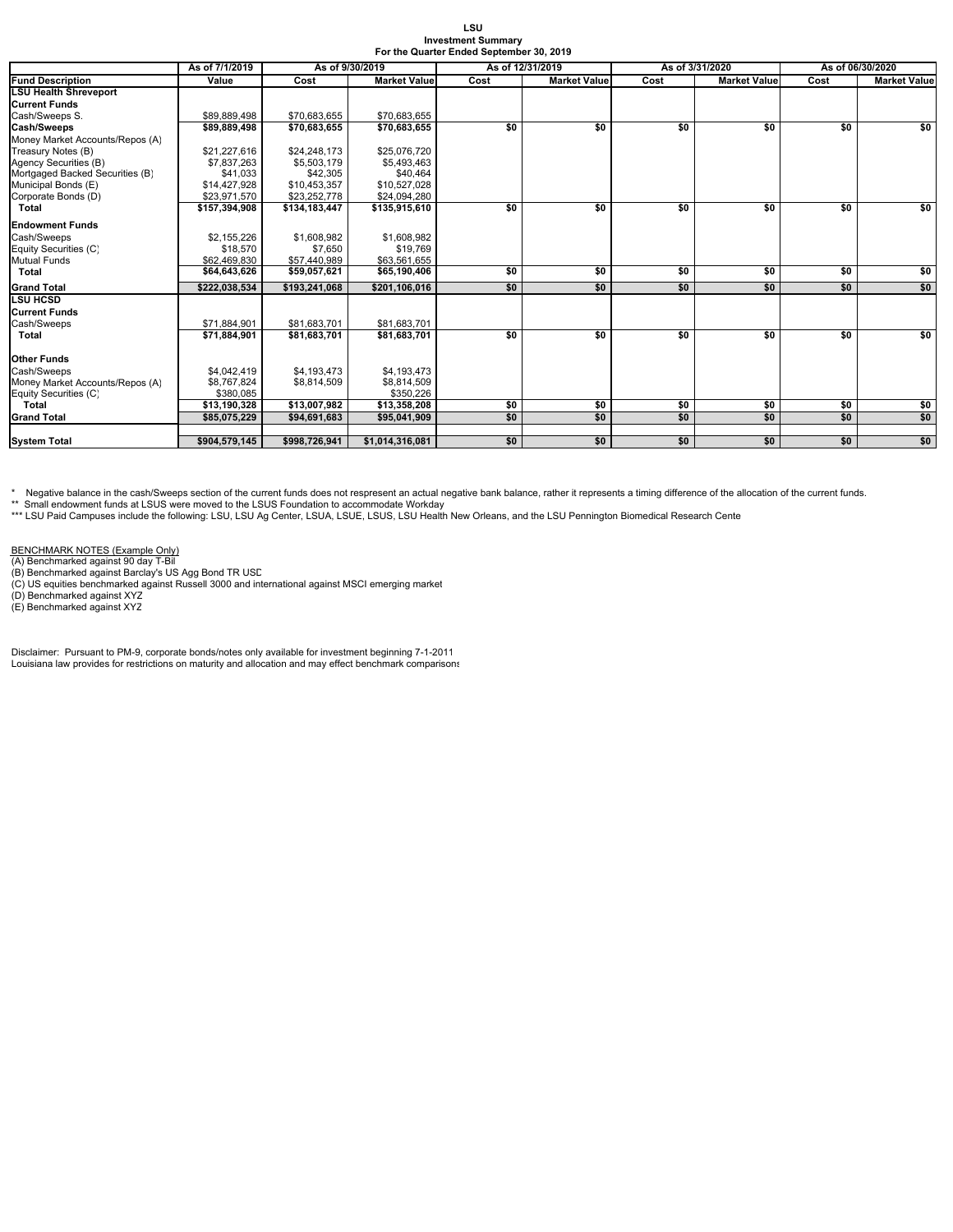**LSU**
**Investment Summary**
**For the Quarter Ended September 30, 2019**

| | As of 7/1/2019 | As of 9/30/2019 | | As of 12/31/2019 | | As of 3/31/2020 | | As of 06/30/2020 | |
|---|---|---|---|---|---|---|---|---|---|
| **Fund Description** | **Value** | **Cost** | **Market Value** | **Cost** | **Market Value** | **Cost** | **Market Value** | **Cost** | **Market Value** |
| **LSU Health Shreveport** | | | | | | | | | |
| **Current Funds** | | | | | | | | | |
| Cash/Sweeps S. | $89,889,498 | $70,683,655 | $70,683,655 | | | | | | |
| **Cash/Sweeps** | **$89,889,498** | **$70,683,655** | **$70,683,655** | **$0** | **$0** | **$0** | **$0** | **$0** | **$0** |
| Money Market Accounts/Repos (A) | | | | | | | | | |
| Treasury Notes (B) | $21,227,616 | $24,248,173 | $25,076,720 | | | | | | |
| Agency Securities (B) | $7,837,263 | $5,503,179 | $5,493,463 | | | | | | |
| Mortgaged Backed Securities (B) | $41,033 | $42,305 | $40,464 | | | | | | |
| Municipal Bonds (E) | $14,427,928 | $10,453,357 | $10,527,028 | | | | | | |
| Corporate Bonds (D) | $23,971,570 | $23,252,778 | $24,094,280 | | | | | | |
| **Total** | **$157,394,908** | **$134,183,447** | **$135,915,610** | **$0** | **$0** | **$0** | **$0** | **$0** | **$0** |
| **Endowment Funds** | | | | | | | | | |
| Cash/Sweeps | $2,155,226 | $1,608,982 | $1,608,982 | | | | | | |
| Equity Securities (C) | $18,570 | $7,650 | $19,769 | | | | | | |
| Mutual Funds | $62,469,830 | $57,440,989 | $63,561,655 | | | | | | |
| **Total** | **$64,643,626** | **$59,057,621** | **$65,190,406** | **$0** | **$0** | **$0** | **$0** | **$0** | **$0** |
| **Grand Total** | **$222,038,534** | **$193,241,068** | **$201,106,016** | **$0** | **$0** | **$0** | **$0** | **$0** | **$0** |
| **LSU HCSD** | | | | | | | | | |
| **Current Funds** | | | | | | | | | |
| Cash/Sweeps | $71,884,901 | $81,683,701 | $81,683,701 | | | | | | |
| **Total** | **$71,884,901** | **$81,683,701** | **$81,683,701** | **$0** | **$0** | **$0** | **$0** | **$0** | **$0** |
| **Other Funds** | | | | | | | | | |
| Cash/Sweeps | $4,042,419 | $4,193,473 | $4,193,473 | | | | | | |
| Money Market Accounts/Repos (A) | $8,767,824 | $8,814,509 | $8,814,509 | | | | | | |
| Equity Securities (C) | $380,085 | | $350,226 | | | | | | |
| **Total** | **$13,190,328** | **$13,007,982** | **$13,358,208** | **$0** | **$0** | **$0** | **$0** | **$0** | **$0** |
| **Grand Total** | **$85,075,229** | **$94,691,683** | **$95,041,909** | **$0** | **$0** | **$0** | **$0** | **$0** | **$0** |
| **System Total** | **$904,579,145** | **$998,726,941** | **$1,014,316,081** | **$0** | **$0** | **$0** | **$0** | **$0** | **$0** |

\* Negative balance in the cash/Sweeps section of the current funds does not respresent an actual negative bank balance, rather it represents a timing difference of the allocation of the current funds.
** Small endowment funds at LSUS were moved to the LSUS Foundation to accommodate Workday
*** LSU Paid Campuses include the following: LSU, LSU Ag Center, LSUA, LSUE, LSUS, LSU Health New Orleans, and the LSU Pennington Biomedical Research Cente

BENCHMARK NOTES (Example Only)
(A) Benchmarked against 90 day T-Bil
(B) Benchmarked against Barclay's US Agg Bond TR USD
(C) US equities benchmarked against Russell 3000 and international against MSCI emerging market
(D) Benchmarked against XYZ
(E) Benchmarked against XYZ

Disclaimer: Pursuant to PM-9, corporate bonds/notes only available for investment beginning 7-1-2011
Louisiana law provides for restrictions on maturity and allocation and may effect benchmark comparisons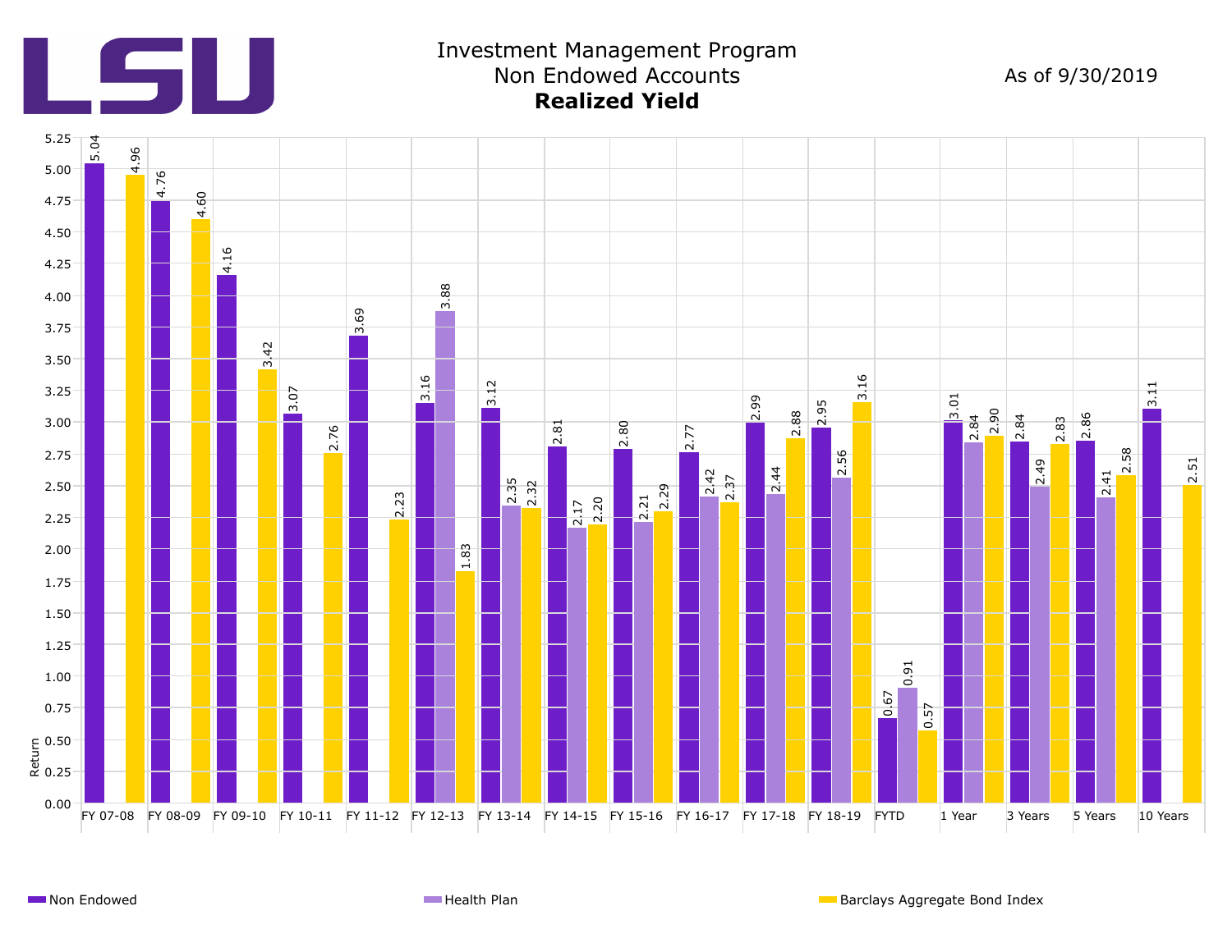# LSU

## Investment Management Program
## Non Endowed Accounts
## **Realized Yield**

As of 9/30/2019

| Period | Non Endowed | Health Plan | Barclays Aggregate Bond Index |
|---|---|---|---|
| FY 07-08 | 5.04 | | 4.96 |
| FY 08-09 | 4.76 | | 4.60 |
| FY 09-10 | 4.16 | | 3.42 |
| FY 10-11 | 3.07 | | 2.76 |
| FY 11-12 | 3.69 | | 2.23 |
| FY 12-13 | 3.16 | 3.88 | 1.83 |
| FY 13-14 | 3.12 | 2.35 | 2.32 |
| FY 14-15 | 2.81 | 2.17 | 2.20 |
| FY 15-16 | 2.80 | 2.21 | 2.29 |
| FY 16-17 | 2.77 | 2.42 | 2.37 |
| FY 17-18 | 2.99 | 2.44 | 2.88 |
| FY 18-19 | 2.95 | 2.56 | 3.16 |
| FYTD | 0.67 | 0.91 | 0.57 |
| 1 Year | 3.01 | 2.84 | 2.90 |
| 3 Years | 2.84 | 2.49 | 2.83 |
| 5 Years | 2.86 | 2.41 | 2.58 |
| 10 Years | 3.11 | | 2.51 |

Return (y-axis)

Legend: Non Endowed, Health Plan, Barclays Aggregate Bond Index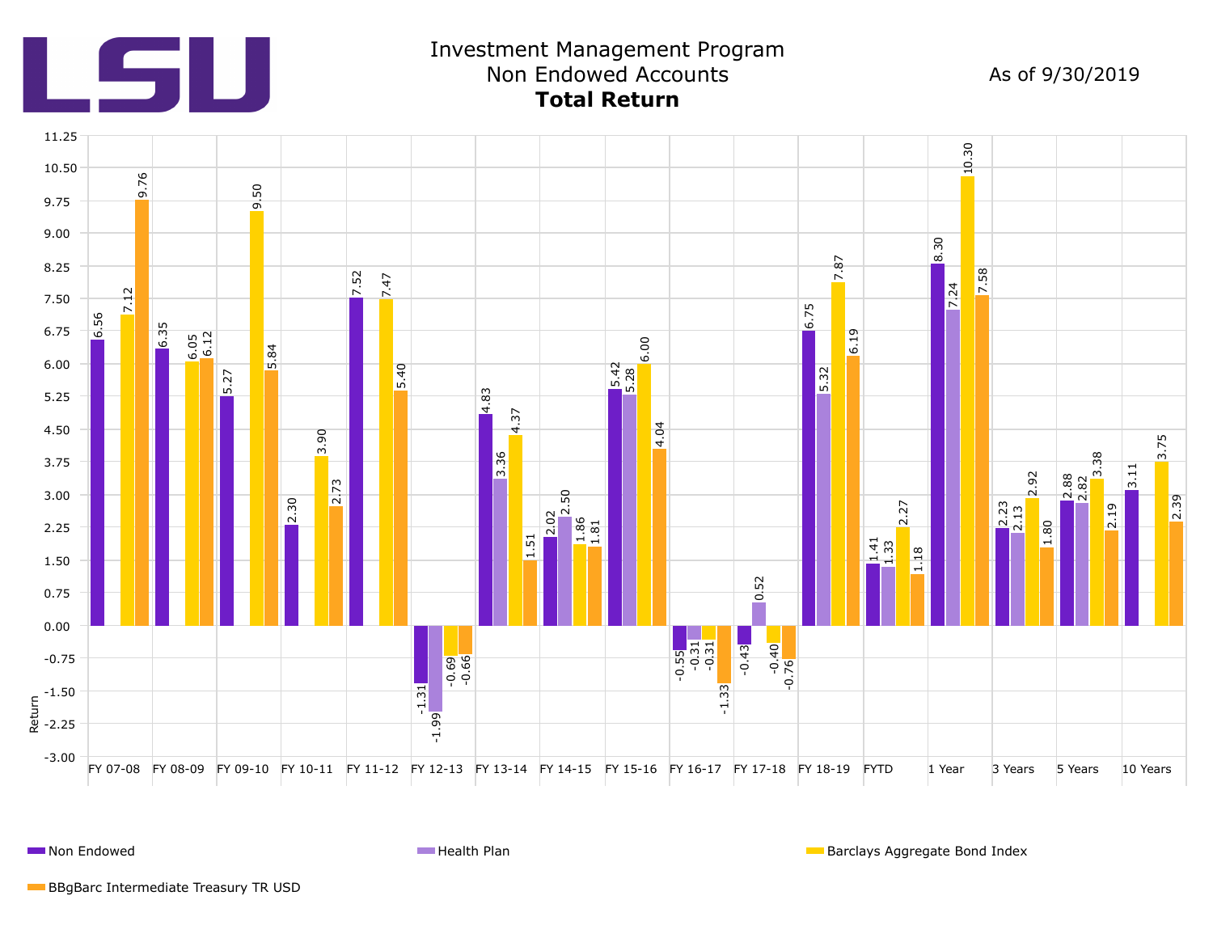# Investment Management Program
## Non Endowed Accounts
### **Total Return**

As of 9/30/2019

| Period | Non Endowed | Health Plan | Barclays Aggregate Bond Index | BBgBarc Intermediate Treasury TR USD |
|---|---|---|---|---|
| FY 07-08 | 6.56 | | 7.12 | 9.76 |
| FY 08-09 | 6.35 | | 6.05 | 6.12 |
| FY 09-10 | 5.27 | | 9.50 | 5.84 |
| FY 10-11 | 2.30 | | 3.90 | 2.73 |
| FY 11-12 | 7.52 | | 7.47 | 5.40 |
| FY 12-13 | -1.31 | -1.99 | -0.69 | -0.66 |
| FY 13-14 | 4.83 | 3.36 | 4.37 | 1.51 |
| FY 14-15 | 2.02 | 2.50 | 1.86 | 1.81 |
| FY 15-16 | 5.42 | 5.28 | 6.00 | 4.04 |
| FY 16-17 | -0.55 | -0.31 | -0.31 | -1.33 |
| FY 17-18 | -0.43 | 0.52 | -0.40 | -0.76 |
| FY 18-19 | 6.75 | 5.32 | 7.87 | 6.19 |
| FYTD | 1.41 | 1.33 | 2.27 | 1.18 |
| 1 Year | 8.30 | 7.24 | 10.30 | 7.58 |
| 3 Years | 2.23 | 2.13 | 2.92 | 1.80 |
| 5 Years | 2.88 | 2.82 | 3.38 | 2.19 |
| 10 Years | 3.11 | | 3.75 | 2.39 |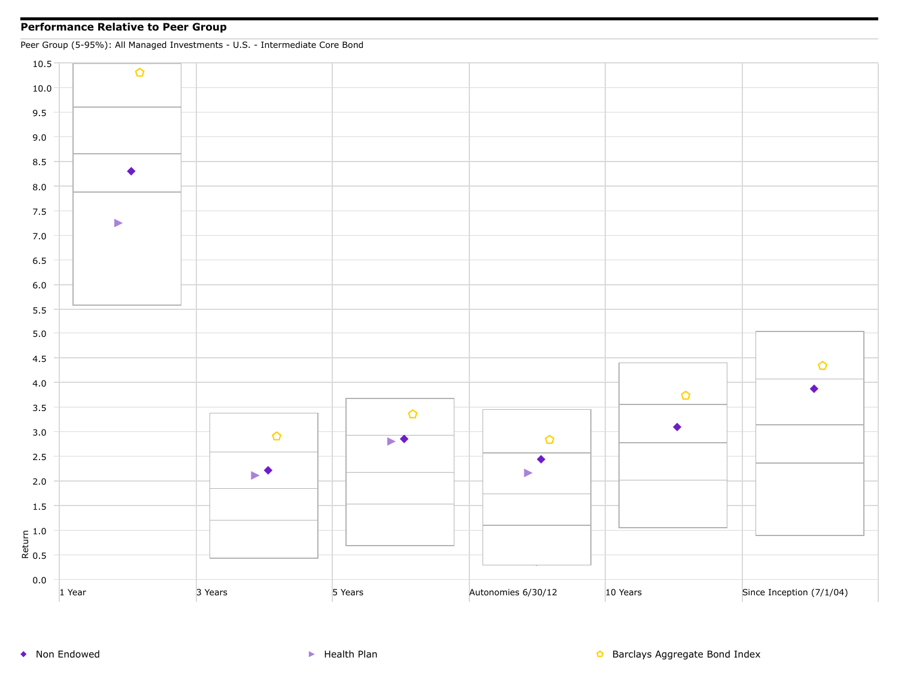## Performance Relative to Peer Group

Peer Group (5-95%): All Managed Investments - U.S. - Intermediate Core Bond

Return

10.5
10.0
9.5
9.0
8.5
8.0
7.5
7.0
6.5
6.0
5.5
5.0
4.5
4.0
3.5
3.0
2.5
2.0
1.5
1.0
0.5
0.0

1 Year | 3 Years | 5 Years | Autonomies 6/30/12 | 10 Years | Since Inception (7/1/04)

- Non Endowed
- Health Plan
- Barclays Aggregate Bond Index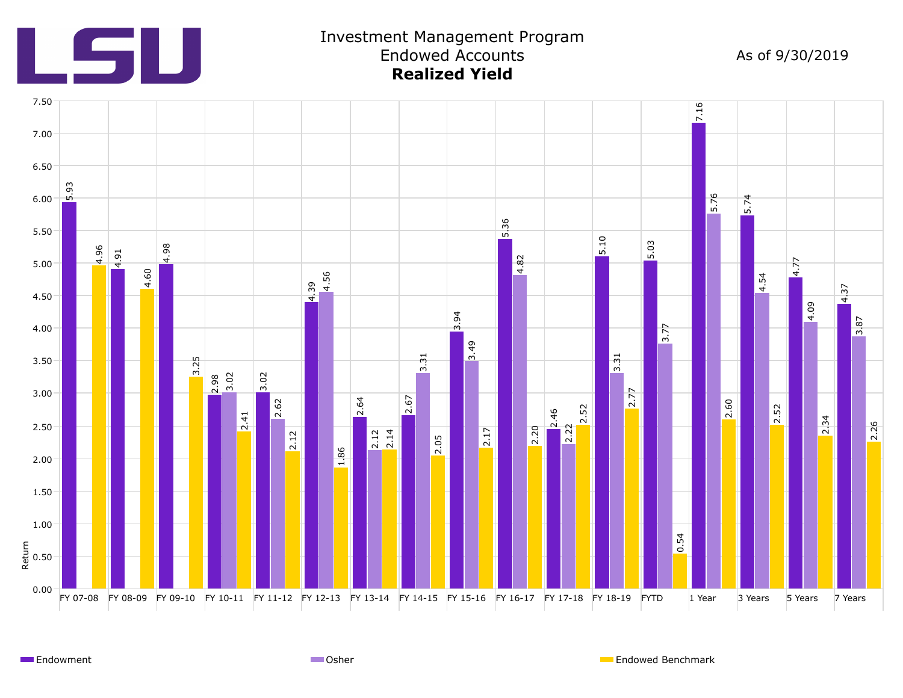# Investment Management Program
## Endowed Accounts
## **Realized Yield**

As of 9/30/2019

| Period | Endowment | Osher | Endowed Benchmark |
|---|---|---|---|
| FY 07-08 | 5.93 | | 4.96 |
| FY 08-09 | 4.91 | | 4.60 |
| FY 09-10 | 4.98 | | 3.25 |
| FY 10-11 | 2.98 | 3.02 | 2.41 |
| FY 11-12 | 3.02 | 2.62 | 2.12 |
| FY 12-13 | 4.39 | 4.56 | 1.86 |
| FY 13-14 | 2.64 | 2.12 | 2.14 |
| FY 14-15 | 2.67 | 3.31 | 2.05 |
| FY 15-16 | 3.94 | 3.49 | 2.17 |
| FY 16-17 | 5.36 | 4.82 | 2.20 |
| FY 17-18 | 2.46 | 2.22 | 2.52 |
| FY 18-19 | 5.10 | 3.31 | 2.77 |
| FYTD | 5.03 | 3.77 | 0.54 |
| 1 Year | 7.16 | 5.76 | 2.60 |
| 3 Years | 5.74 | 4.54 | 2.52 |
| 5 Years | 4.77 | 4.09 | 2.34 |
| 7 Years | 4.37 | 3.87 | 2.26 |

Return (y-axis: 0.00 – 7.50)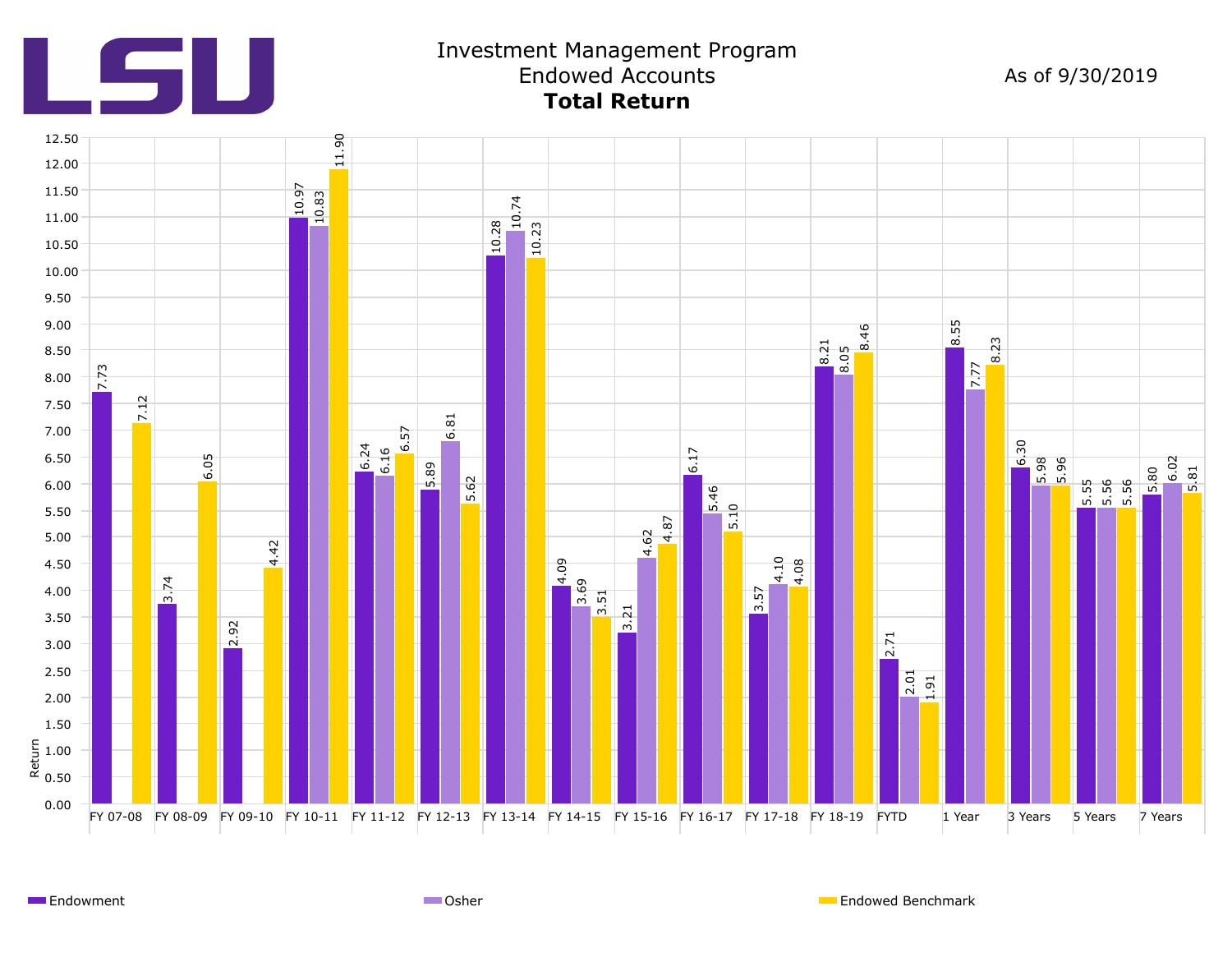LSU

# Investment Management Program
## Endowed Accounts
**Total Return**

As of 9/30/2019

Return

12.50
12.00
11.50
11.00
10.50
10.00
9.50
9.00
8.50
8.00
7.50
7.00
6.50
6.00
5.50
5.00
4.50
4.00
3.50
3.00
2.50
2.00
1.50
1.00
0.50
0.00

FY 07-08: 7.73, 7.12
FY 08-09: 3.74, 6.05
FY 09-10: 2.92, 4.42
FY 10-11: 10.97, 10.83, 11.90
FY 11-12: 6.24, 6.16, 6.57
FY 12-13: 5.89, 6.81, 5.62
FY 13-14: 10.28, 10.74, 10.23
FY 14-15: 4.09, 3.69, 3.51
FY 15-16: 3.21, 4.62, 4.87
FY 16-17: 6.17, 5.46, 5.10
FY 17-18: 3.57, 4.10, 4.08
FY 18-19: 8.21, 8.05, 8.46
FYTD: 2.71, 2.01, 1.91
1 Year: 8.55, 7.77, 8.23
3 Years: 6.30, 5.98, 5.96
5 Years: 5.55, 5.56, 5.56
7 Years: 5.80, 6.02, 5.81

Endowment
Osher
Endowed Benchmark